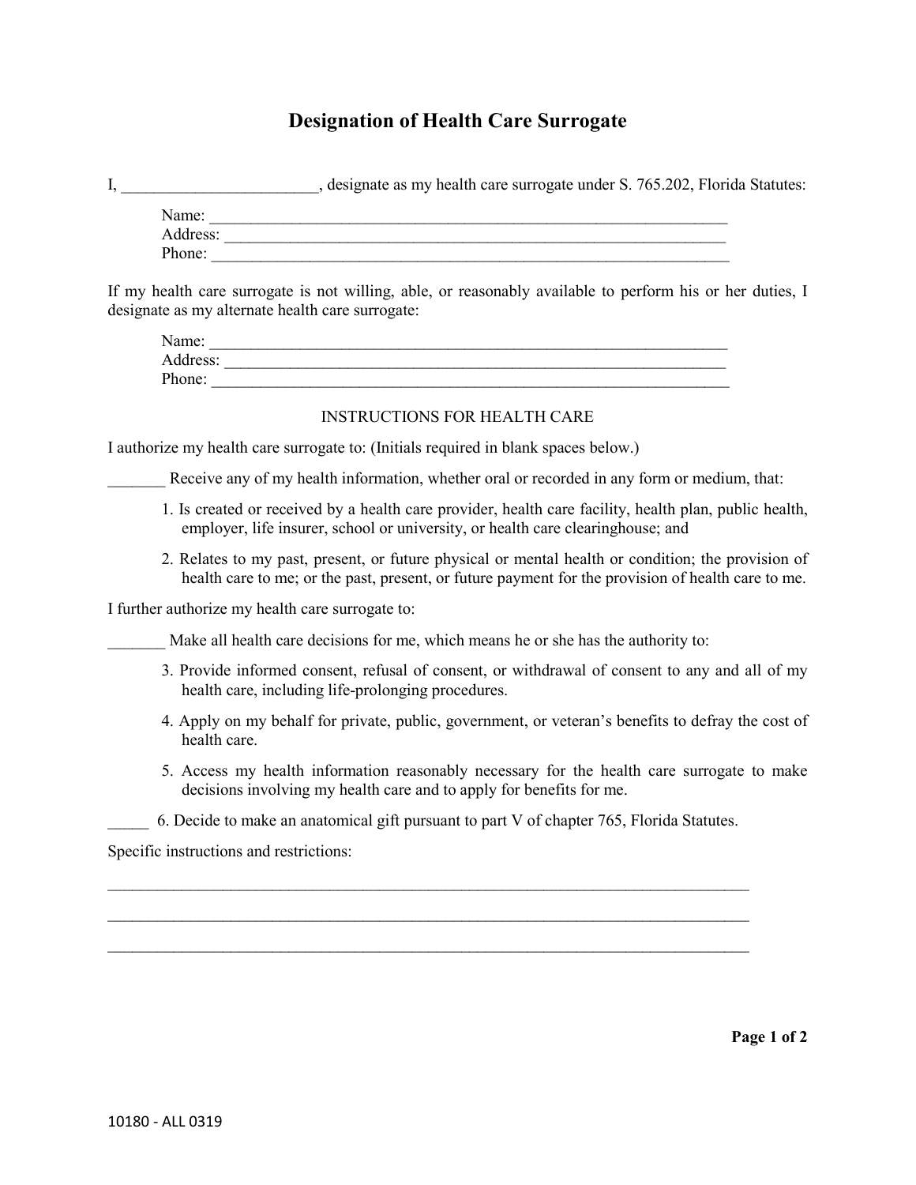# Designation of Health Care Surrogate

I, ________________________, designate as my health care surrogate under S. 765.202, Florida Statutes:

Name: ___________________________________________________________________
Address: _________________________________________________________________
Phone: ___________________________________________________________________

If my health care surrogate is not willing, able, or reasonably available to perform his or her duties, I designate as my alternate health care surrogate:

Name: ___________________________________________________________________
Address: _________________________________________________________________
Phone: ___________________________________________________________________

INSTRUCTIONS FOR HEALTH CARE

I authorize my health care surrogate to: (Initials required in blank spaces below.)

_______ Receive any of my health information, whether oral or recorded in any form or medium, that:

1. Is created or received by a health care provider, health care facility, health plan, public health, employer, life insurer, school or university, or health care clearinghouse; and
2. Relates to my past, present, or future physical or mental health or condition; the provision of health care to me; or the past, present, or future payment for the provision of health care to me.

I further authorize my health care surrogate to:

_______ Make all health care decisions for me, which means he or she has the authority to:

3. Provide informed consent, refusal of consent, or withdrawal of consent to any and all of my health care, including life-prolonging procedures.
4. Apply on my behalf for private, public, government, or veteran's benefits to defray the cost of health care.
5. Access my health information reasonably necessary for the health care surrogate to make decisions involving my health care and to apply for benefits for me.

_____ 6. Decide to make an anatomical gift pursuant to part V of chapter 765, Florida Statutes.

Specific instructions and restrictions:

_____________________________________________________________________________

_____________________________________________________________________________

_____________________________________________________________________________

10180 - ALL 0319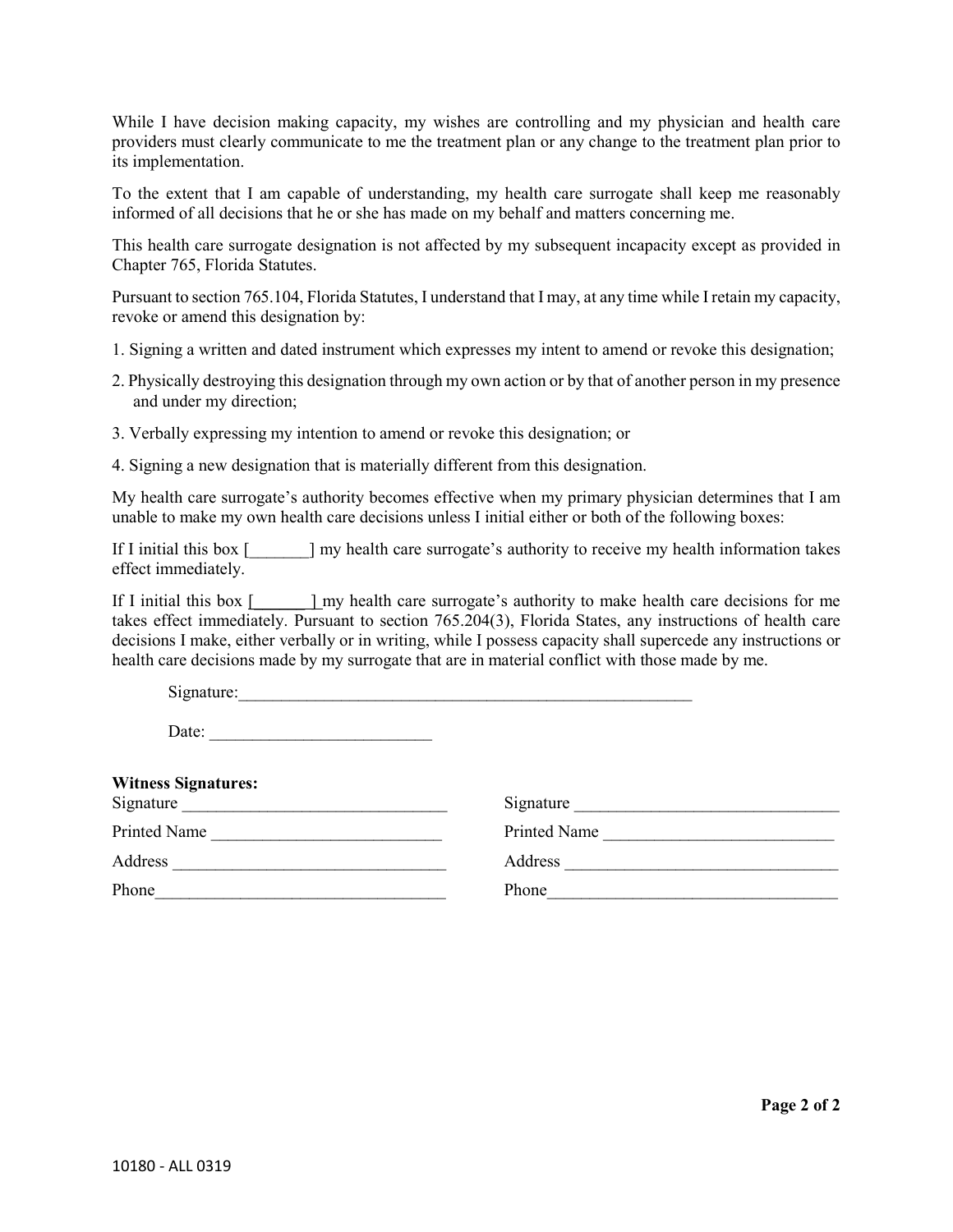While I have decision making capacity, my wishes are controlling and my physician and health care providers must clearly communicate to me the treatment plan or any change to the treatment plan prior to its implementation.

To the extent that I am capable of understanding, my health care surrogate shall keep me reasonably informed of all decisions that he or she has made on my behalf and matters concerning me.

This health care surrogate designation is not affected by my subsequent incapacity except as provided in Chapter 765, Florida Statutes.

Pursuant to section 765.104, Florida Statutes, I understand that I may, at any time while I retain my capacity, revoke or amend this designation by:

1. Signing a written and dated instrument which expresses my intent to amend or revoke this designation;
2. Physically destroying this designation through my own action or by that of another person in my presence and under my direction;
3. Verbally expressing my intention to amend or revoke this designation; or
4. Signing a new designation that is materially different from this designation.

My health care surogate's authority becomes effective when my primary physician determines that I am unable to make my own health care decisions unless I initial either or both of the following boxes:

If I initial this box [_______] my health care surrogate's authority to receive my health information takes effect immediately.

If I initial this box [_______] my health care surrogate's authority to make health care decisions for me takes effect immediately. Pursuant to section 765.204(3), Florida States, any instructions of health care decisions I make, either verbally or in writing, while I possess capacity shall supercede any instructions or health care decisions made by my surrogate that are in material conflict with those made by me.

Signature:_______________________________________________________

Date: __________________________

**Witness Signatures:**

Signature _______________________________

Printed Name ___________________________

Address ________________________________

Phone__________________________________

Signature _______________________________

Printed Name ___________________________

Address ________________________________

Phone__________________________________

10180 - ALL 0319